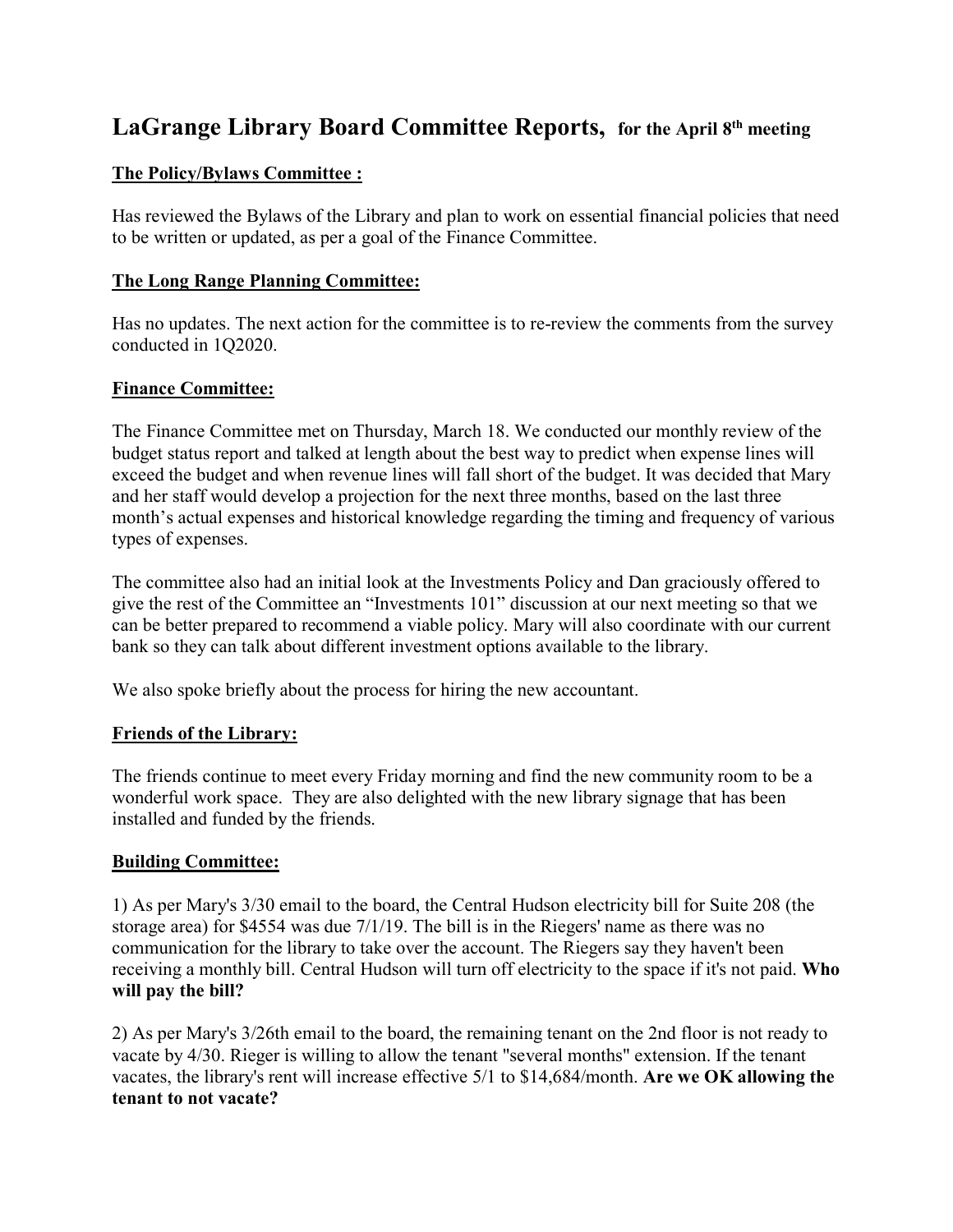# LaGrange Library Board Committee Reports, for the April 8th meeting

## The Policy/Bylaws Committee :

Has reviewed the Bylaws of the Library and plan to work on essential financial policies that need to be written or updated, as per a goal of the Finance Committee.

## The Long Range Planning Committee:

Has no updates. The next action for the committee is to re-review the comments from the survey conducted in 1Q2020.

## Finance Committee:

The Finance Committee met on Thursday, March 18. We conducted our monthly review of the budget status report and talked at length about the best way to predict when expense lines will exceed the budget and when revenue lines will fall short of the budget. It was decided that Mary and her staff would develop a projection for the next three months, based on the last three month's actual expenses and historical knowledge regarding the timing and frequency of various types of expenses.

The committee also had an initial look at the Investments Policy and Dan graciously offered to give the rest of the Committee an "Investments 101" discussion at our next meeting so that we can be better prepared to recommend a viable policy. Mary will also coordinate with our current bank so they can talk about different investment options available to the library.

We also spoke briefly about the process for hiring the new accountant.

## Friends of the Library:

The friends continue to meet every Friday morning and find the new community room to be a wonderful work space. They are also delighted with the new library signage that has been installed and funded by the friends.

## Building Committee:

1) As per Mary's 3/30 email to the board, the Central Hudson electricity bill for Suite 208 (the storage area) for $4554 was due 7/1/19. The bill is in the Riegers' name as there was no communication for the library to take over the account. The Riegers say they haven't been receiving a monthly bill. Central Hudson will turn off electricity to the space if it's not paid. **Who will pay the bill?**

2) As per Mary's 3/26th email to the board, the remaining tenant on the 2nd floor is not ready to vacate by 4/30. Rieger is willing to allow the tenant "several months" extension. If the tenant vacates, the library's rent will increase effective 5/1 to $14,684/month. **Are we OK allowing the tenant to not vacate?**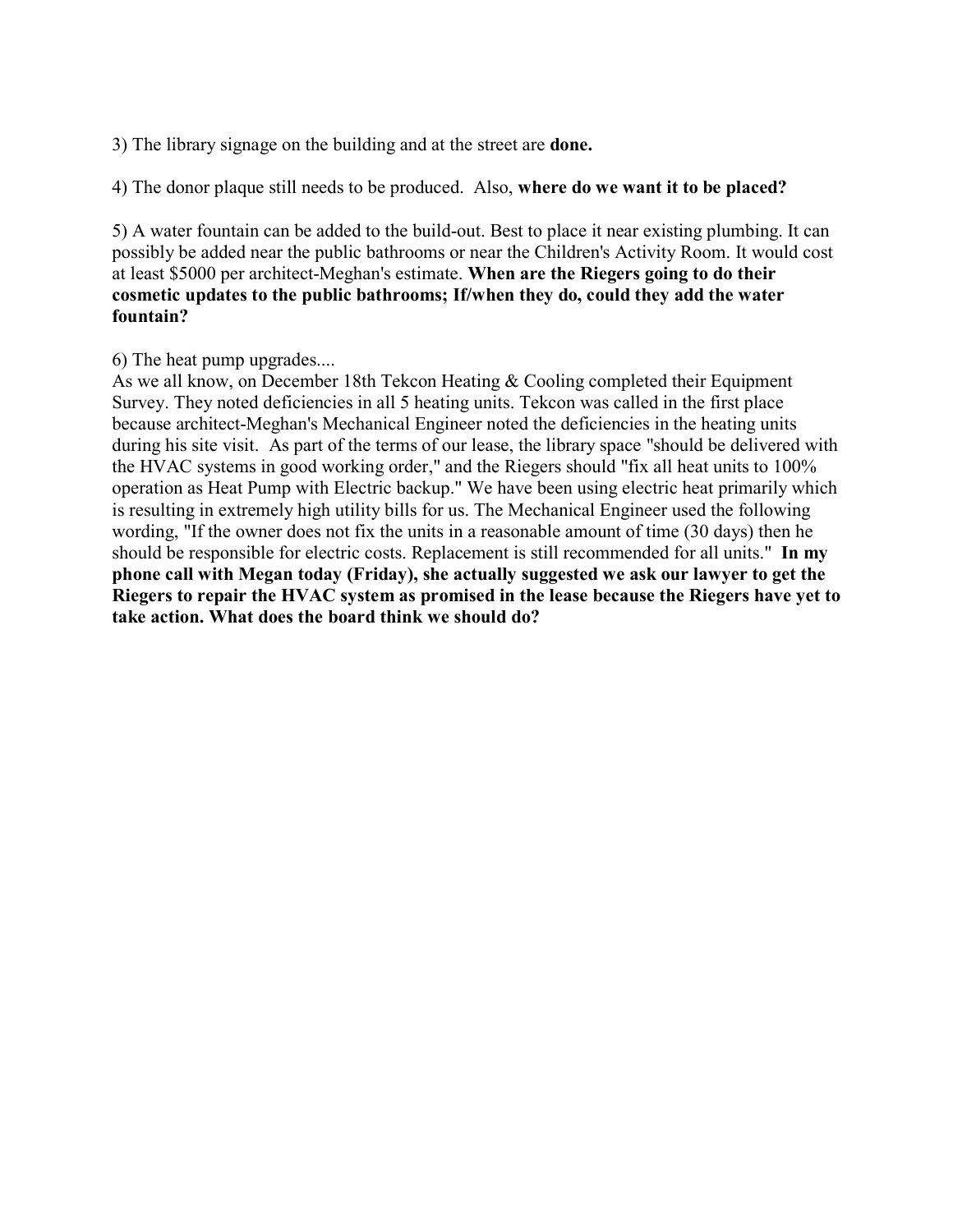3) The library signage on the building and at the street are **done.**

4) The donor plaque still needs to be produced.  Also, **where do we want it to be placed?**

5) A water fountain can be added to the build-out. Best to place it near existing plumbing. It can possibly be added near the public bathrooms or near the Children's Activity Room. It would cost at least $5000 per architect-Meghan's estimate. **When are the Riegers going to do their cosmetic updates to the public bathrooms; If/when they do, could they add the water fountain?**

6) The heat pump upgrades....
As we all know, on December 18th Tekcon Heating & Cooling completed their Equipment Survey. They noted deficiencies in all 5 heating units. Tekcon was called in the first place because architect-Meghan's Mechanical Engineer noted the deficiencies in the heating units during his site visit.  As part of the terms of our lease, the library space "should be delivered with the HVAC systems in good working order," and the Riegers should "fix all heat units to 100% operation as Heat Pump with Electric backup." We have been using electric heat primarily which is resulting in extremely high utility bills for us. The Mechanical Engineer used the following wording, "If the owner does not fix the units in a reasonable amount of time (30 days) then he should be responsible for electric costs. Replacement is still recommended for all units."  **In my phone call with Megan today (Friday), she actually suggested we ask our lawyer to get the Riegers to repair the HVAC system as promised in the lease because the Riegers have yet to take action. What does the board think we should do?**